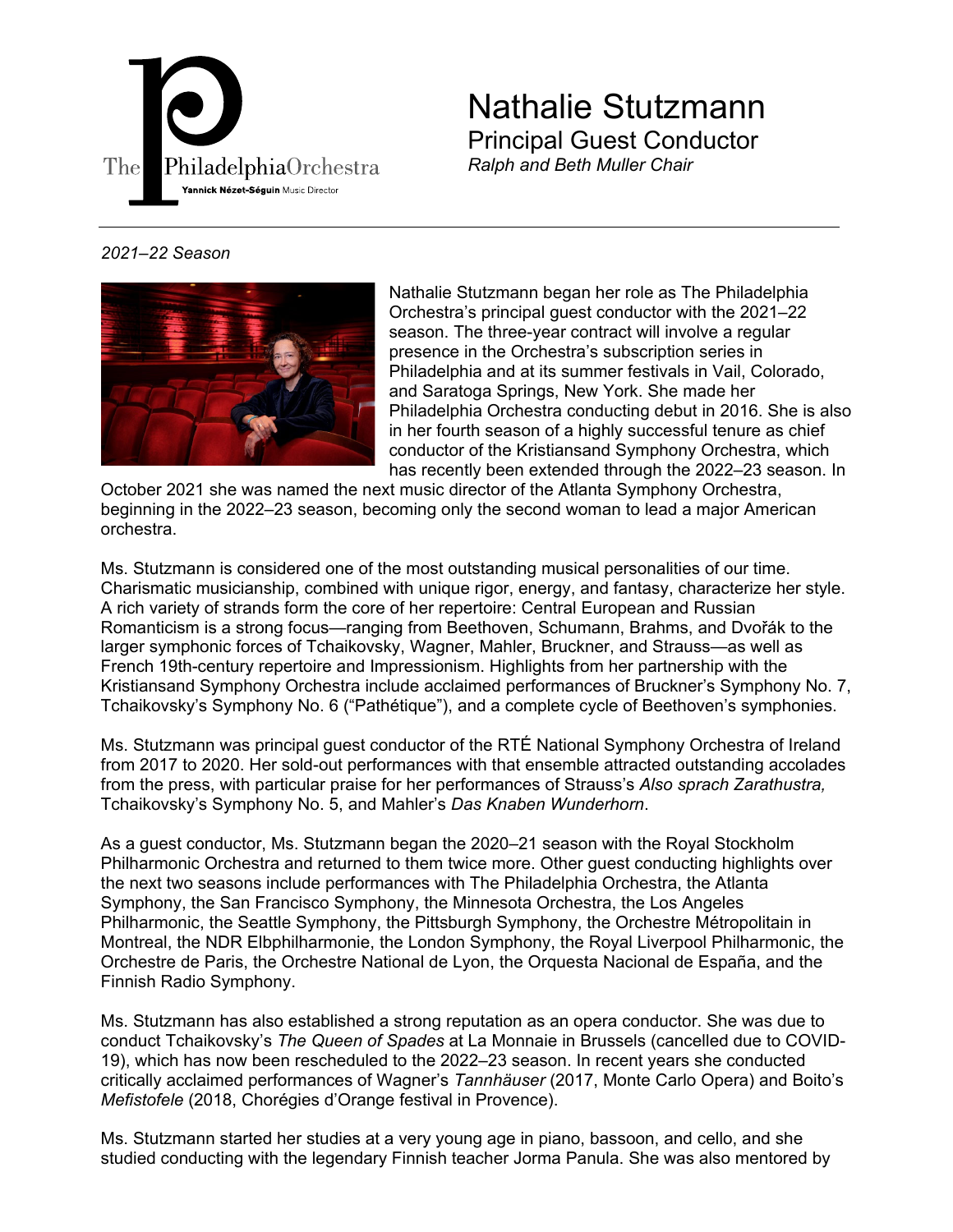The Philadelphia Orchestra
Yannick Nézet-Séguin Music Director

# Nathalie Stutzmann

## Principal Guest Conductor

*Ralph and Beth Muller Chair*

*2021–22 Season*

Nathalie Stutzmann began her role as The Philadelphia Orchestra's principal guest conductor with the 2021–22 season. The three-year contract will involve a regular presence in the Orchestra's subscription series in Philadelphia and at its summer festivals in Vail, Colorado, and Saratoga Springs, New York. She made her Philadelphia Orchestra conducting debut in 2016. She is also in her fourth season of a highly successful tenure as chief conductor of the Kristiansand Symphony Orchestra, which has recently been extended through the 2022–23 season. In October 2021 she was named the next music director of the Atlanta Symphony Orchestra, beginning in the 2022–23 season, becoming only the second woman to lead a major American orchestra.

Ms. Stutzmann is considered one of the most outstanding musical personalities of our time. Charismatic musicianship, combined with unique rigor, energy, and fantasy, characterize her style. A rich variety of strands form the core of her repertoire: Central European and Russian Romanticism is a strong focus—ranging from Beethoven, Schumann, Brahms, and Dvořák to the larger symphonic forces of Tchaikovsky, Wagner, Mahler, Bruckner, and Strauss—as well as French 19th-century repertoire and Impressionism. Highlights from her partnership with the Kristiansand Symphony Orchestra include acclaimed performances of Bruckner's Symphony No. 7, Tchaikovsky's Symphony No. 6 ("Pathétique"), and a complete cycle of Beethoven's symphonies.

Ms. Stutzmann was principal guest conductor of the RTÉ National Symphony Orchestra of Ireland from 2017 to 2020. Her sold-out performances with that ensemble attracted outstanding accolades from the press, with particular praise for her performances of Strauss's *Also sprach Zarathustra,* Tchaikovsky's Symphony No. 5, and Mahler's *Das Knaben Wunderhorn*.

As a guest conductor, Ms. Stutzmann began the 2020–21 season with the Royal Stockholm Philharmonic Orchestra and returned to them twice more. Other guest conducting highlights over the next two seasons include performances with The Philadelphia Orchestra, the Atlanta Symphony, the San Francisco Symphony, the Minnesota Orchestra, the Los Angeles Philharmonic, the Seattle Symphony, the Pittsburgh Symphony, the Orchestre Métropolitain in Montreal, the NDR Elbphilharmonie, the London Symphony, the Royal Liverpool Philharmonic, the Orchestre de Paris, the Orchestre National de Lyon, the Orquesta Nacional de España, and the Finnish Radio Symphony.

Ms. Stutzmann has also established a strong reputation as an opera conductor. She was due to conduct Tchaikovsky's *The Queen of Spades* at La Monnaie in Brussels (cancelled due to COVID-19), which has now been rescheduled to the 2022–23 season. In recent years she conducted critically acclaimed performances of Wagner's *Tannhäuser* (2017, Monte Carlo Opera) and Boito's *Mefistofele* (2018, Chorégies d'Orange festival in Provence).

Ms. Stutzmann started her studies at a very young age in piano, bassoon, and cello, and she studied conducting with the legendary Finnish teacher Jorma Panula. She was also mentored by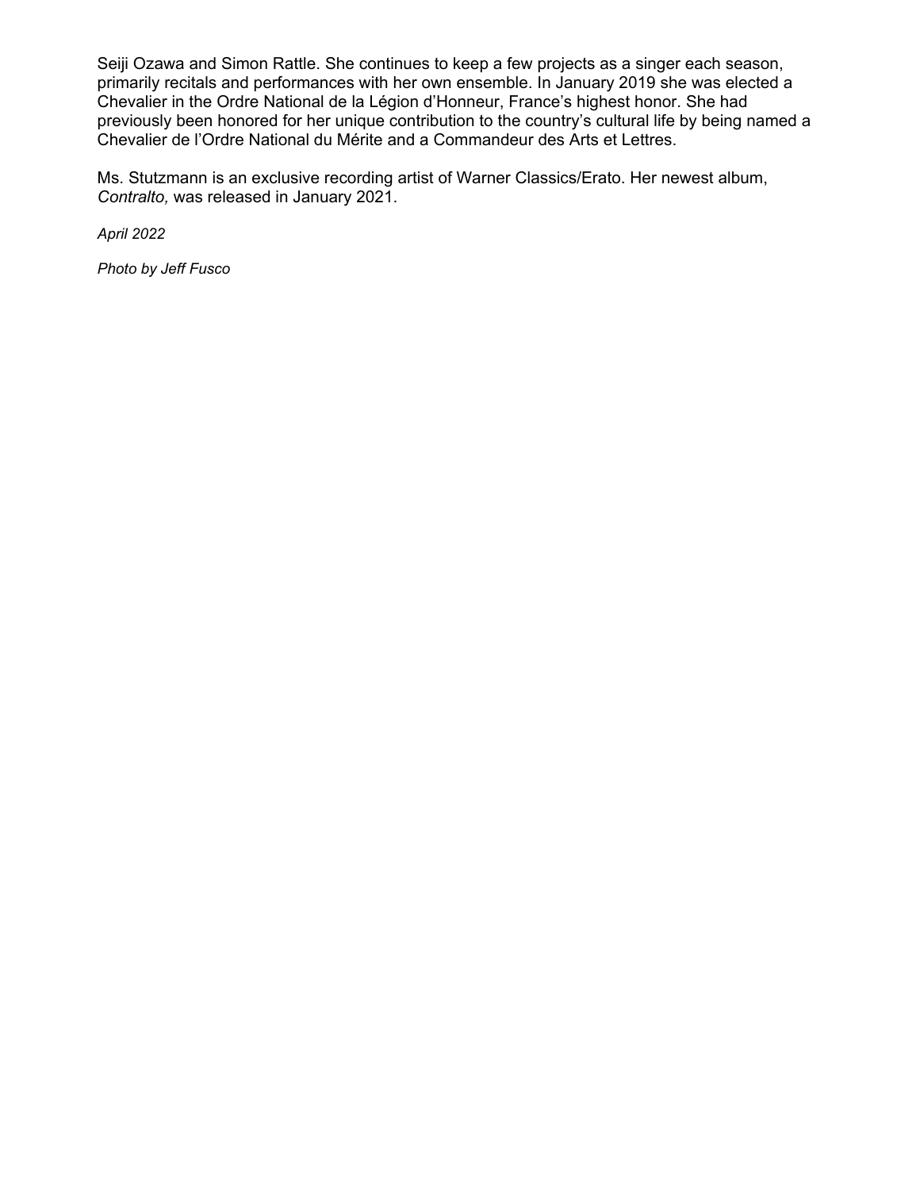Seiji Ozawa and Simon Rattle. She continues to keep a few projects as a singer each season, primarily recitals and performances with her own ensemble. In January 2019 she was elected a Chevalier in the Ordre National de la Légion d'Honneur, France's highest honor. She had previously been honored for her unique contribution to the country's cultural life by being named a Chevalier de l'Ordre National du Mérite and a Commandeur des Arts et Lettres.

Ms. Stutzmann is an exclusive recording artist of Warner Classics/Erato. Her newest album, *Contralto,* was released in January 2021.

*April 2022*

*Photo by Jeff Fusco*